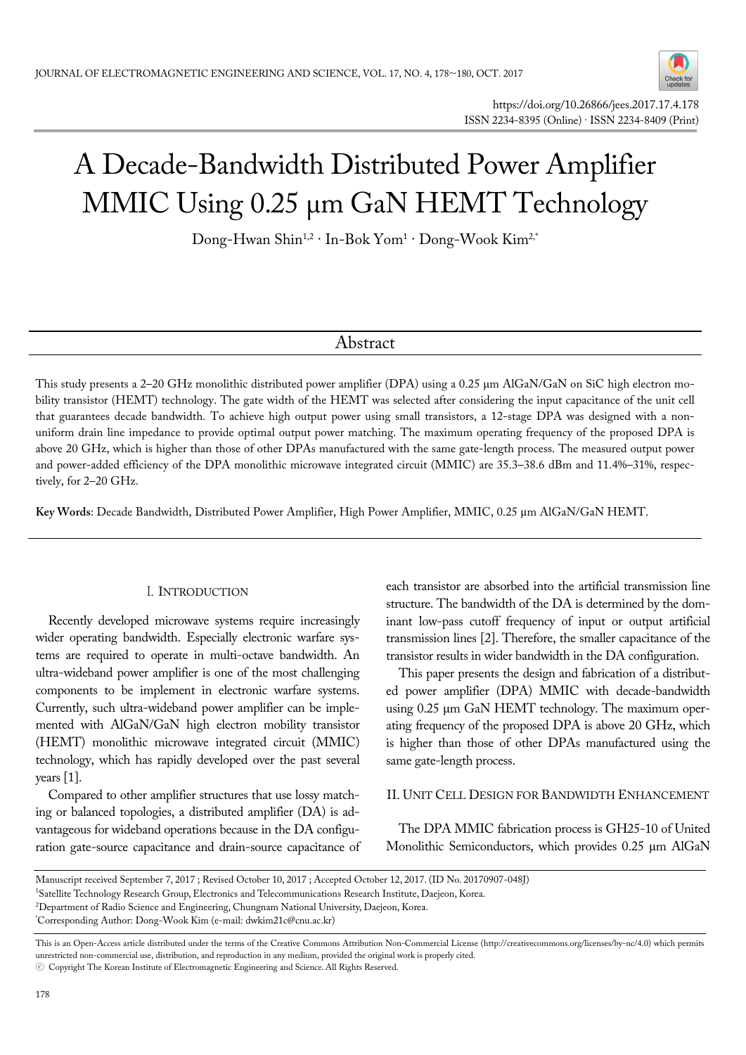# A Decade-Bandwidth Distributed Power Amplifier MMIC Using 0.25 μm GaN HEMT Technology

Dong-Hwan Shin[1,2] · In-Bok Yom[1] · Dong-Wook Kim[2,*]

## Abstract

This study presents a 2–20 GHz monolithic distributed power amplifier (DPA) using a 0.25 μm AlGaN/GaN on SiC high electron mobility transistor (HEMT) technology. The gate width of the HEMT was selected after considering the input capacitance of the unit cell that guarantees decade bandwidth. To achieve high output power using small transistors, a 12-stage DPA was designed with a non-uniform drain line impedance to provide optimal output power matching. The maximum operating frequency of the proposed DPA is above 20 GHz, which is higher than those of other DPAs manufactured with the same gate-length process. The measured output power and power-added efficiency of the DPA monolithic microwave integrated circuit (MMIC) are 35.3–38.6 dBm and 11.4%–31%, respectively, for 2–20 GHz.

**Key Words**: Decade Bandwidth, Distributed Power Amplifier, High Power Amplifier, MMIC, 0.25 μm AlGaN/GaN HEMT.

## I. Introduction

Recently developed microwave systems require increasingly wider operating bandwidth. Especially electronic warfare systems are required to operate in multi-octave bandwidth. An ultra-wideband power amplifier is one of the most challenging components to be implement in electronic warfare systems. Currently, such ultra-wideband power amplifier can be implemented with AlGaN/GaN high electron mobility transistor (HEMT) monolithic microwave integrated circuit (MMIC) technology, which has rapidly developed over the past several years [1].

Compared to other amplifier structures that use lossy matching or balanced topologies, a distributed amplifier (DA) is advantageous for wideband operations because in the DA configuration gate-source capacitance and drain-source capacitance of each transistor are absorbed into the artificial transmission line structure. The bandwidth of the DA is determined by the dominant low-pass cutoff frequency of input or output artificial transmission lines [2]. Therefore, the smaller capacitance of the transistor results in wider bandwidth in the DA configuration.

This paper presents the design and fabrication of a distributed power amplifier (DPA) MMIC with decade-bandwidth using 0.25 μm GaN HEMT technology. The maximum operating frequency of the proposed DPA is above 20 GHz, which is higher than those of other DPAs manufactured using the same gate-length process.

## II. Unit Cell Design for Bandwidth Enhancement

The DPA MMIC fabrication process is GH25-10 of United Monolithic Semiconductors, which provides 0.25 μm AlGaN

---

Manuscript received September 7, 2017 ; Revised October 10, 2017 ; Accepted October 12, 2017. (ID No. 20170907-048J)

[1]Satellite Technology Research Group, Electronics and Telecommunications Research Institute, Daejeon, Korea.

[2]Department of Radio Science and Engineering, Chungnam National University, Daejeon, Korea.

[*]Corresponding Author: Dong-Wook Kim (e-mail: dwkim21c@cnu.ac.kr)

This is an Open-Access article distributed under the terms of the Creative Commons Attribution Non-Commercial License (http://creativecommons.org/licenses/by-nc/4.0) which permits unrestricted non-commercial use, distribution, and reproduction in any medium, provided the original work is properly cited.

ⓒ Copyright The Korean Institute of Electromagnetic Engineering and Science. All Rights Reserved.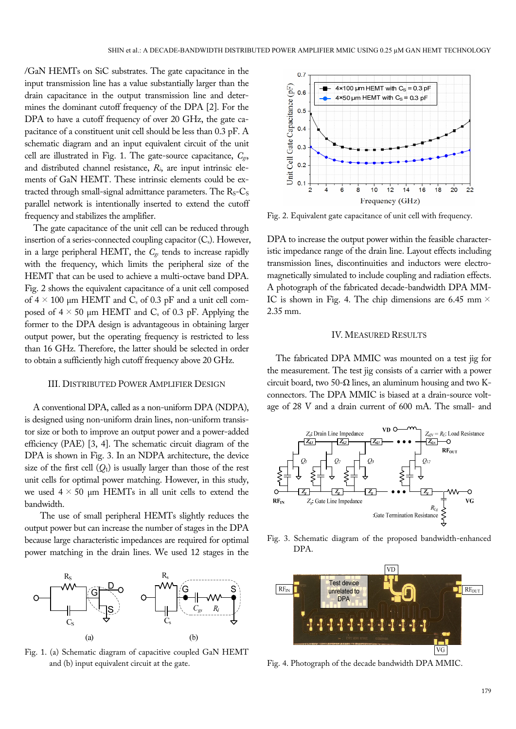/GaN HEMTs on SiC substrates. The gate capacitance in the input transmission line has a value substantially larger than the drain capacitance in the output transmission line and determines the dominant cutoff frequency of the DPA [2]. For the DPA to have a cutoff frequency of over 20 GHz, the gate capacitance of a constituent unit cell should be less than 0.3 pF. A schematic diagram and an input equivalent circuit of the unit cell are illustrated in Fig. 1. The gate-source capacitance, $C_{gs}$, and distributed channel resistance, $R_i$, are input intrinsic elements of GaN HEMT. These intrinsic elements could be extracted through small-signal admittance parameters. The $R_S$-$C_S$ parallel network is intentionally inserted to extend the cutoff frequency and stabilizes the amplifier.

The gate capacitance of the unit cell can be reduced through insertion of a series-connected coupling capacitor ($C_s$). However, in a large peripheral HEMT, the $C_{gs}$ tends to increase rapidly with the frequency, which limits the peripheral size of the HEMT that can be used to achieve a multi-octave band DPA. Fig. 2 shows the equivalent capacitance of a unit cell composed of 4 × 100 μm HEMT and $C_s$ of 0.3 pF and a unit cell composed of 4 × 50 μm HEMT and $C_s$ of 0.3 pF. Applying the former to the DPA design is advantageous in obtaining larger output power, but the operating frequency is restricted to less than 16 GHz. Therefore, the latter should be selected in order to obtain a sufficiently high cutoff frequency above 20 GHz.

Fig. 1. (a) Schematic diagram of capacitive coupled GaN HEMT and (b) input equivalent circuit at the gate.

Fig. 2. Equivalent gate capacitance of unit cell with frequency.

## III. Distributed Power Amplifier Design

A conventional DPA, called as a non-uniform DPA (NDPA), is designed using non-uniform drain lines, non-uniform transistor size or both to improve an output power and a power-added efficiency (PAE) [3, 4]. The schematic circuit diagram of the DPA is shown in Fig. 3. In an NDPA architecture, the device size of the first cell ($Q_1$) is usually larger than those of the rest unit cells for optimal power matching. However, in this study, we used 4 × 50 μm HEMTs in all unit cells to extend the bandwidth.

The use of small peripheral HEMTs slightly reduces the output power but can increase the number of stages in the DPA because large characteristic impedances are required for optimal power matching in the drain lines. We used 12 stages in the DPA to increase the output power within the feasible characteristic impedance range of the drain line. Layout effects including transmission lines, discontinuities and inductors were electromagnetically simulated to include coupling and radiation effects. A photograph of the fabricated decade-bandwidth DPA MMIC is shown in Fig. 4. The chip dimensions are 6.45 mm × 2.35 mm.

Fig. 3. Schematic diagram of the proposed bandwidth-enhanced DPA.

## IV. Measured Results

The fabricated DPA MMIC was mounted on a test jig for the measurement. The test jig consists of a carrier with a power circuit board, two 50-Ω lines, an aluminum housing and two K-connectors. The DPA MMIC is biased at a drain-source voltage of 28 V and a drain current of 600 mA. The small- and

Fig. 4. Photograph of the decade bandwidth DPA MMIC.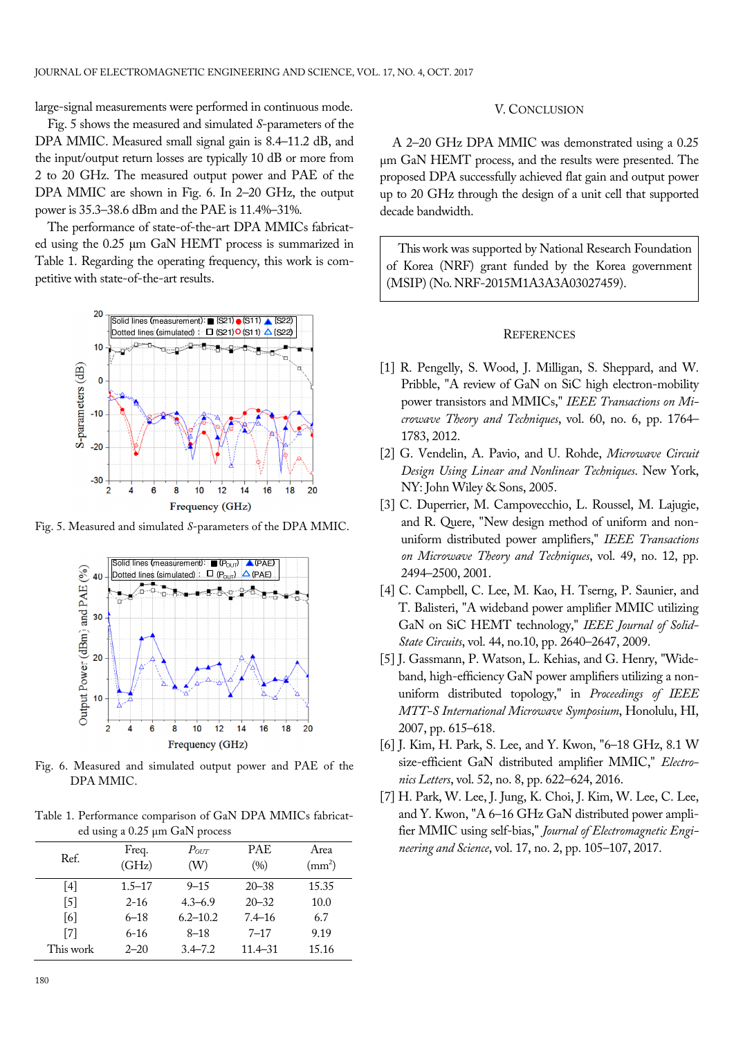large-signal measurements were performed in continuous mode.

Fig. 5 shows the measured and simulated *S*-parameters of the DPA MMIC. Measured small signal gain is 8.4–11.2 dB, and the input/output return losses are typically 10 dB or more from 2 to 20 GHz. The measured output power and PAE of the DPA MMIC are shown in Fig. 6. In 2–20 GHz, the output power is 35.3–38.6 dBm and the PAE is 11.4%–31%.

The performance of state-of-the-art DPA MMICs fabricated using the 0.25 μm GaN HEMT process is summarized in Table 1. Regarding the operating frequency, this work is competitive with state-of-the-art results.

Solid lines (measurement): ■ (S21) ● (S11) ▲ (S22)
Dotted lines (simulated) : □ (S21) ○ (S11) △ (S22)
S-parameters (dB)
20
10
0
-10
-20
-30
2 4 6 8 10 12 14 16 18 20
Frequency (GHz)

Fig. 5. Measured and simulated *S*-parameters of the DPA MMIC.

Solid lines (measurement): ■ ($P_{OUT}$) ▲ (PAE)
Dotted lines (simulated) : □ ($P_{OUT}$) △ (PAE)
Output Power (dBm) and PAE (%)
40
30
20
10
2 4 6 8 10 12 14 16 18 20
Frequency (GHz)

Fig. 6. Measured and simulated output power and PAE of the DPA MMIC.

Table 1. Performance comparison of GaN DPA MMICs fabricated using a 0.25 μm GaN process

| Ref. | Freq. (GHz) | $P_{OUT}$ (W) | PAE (%) | Area (mm$^2$) |
|---|---|---|---|---|
| [4] | 1.5–17 | 9–15 | 20–38 | 15.35 |
| [5] | 2-16 | 4.3–6.9 | 20–32 | 10.0 |
| [6] | 6–18 | 6.2–10.2 | 7.4–16 | 6.7 |
| [7] | 6-16 | 8–18 | 7–17 | 9.19 |
| This work | 2–20 | 3.4–7.2 | 11.4–31 | 15.16 |

## V. Conclusion

A 2–20 GHz DPA MMIC was demonstrated using a 0.25 μm GaN HEMT process, and the results were presented. The proposed DPA successfully achieved flat gain and output power up to 20 GHz through the design of a unit cell that supported decade bandwidth.

This work was supported by National Research Foundation of Korea (NRF) grant funded by the Korea government (MSIP) (No. NRF-2015M1A3A3A03027459).

## References

[1] R. Pengelly, S. Wood, J. Milligan, S. Sheppard, and W. Pribble, "A review of GaN on SiC high electron-mobility power transistors and MMICs," *IEEE Transactions on Microwave Theory and Techniques*, vol. 60, no. 6, pp. 1764–1783, 2012.

[2] G. Vendelin, A. Pavio, and U. Rohde, *Microwave Circuit Design Using Linear and Nonlinear Techniques*. New York, NY: John Wiley & Sons, 2005.

[3] C. Duperrier, M. Campovecchio, L. Roussel, M. Lajugie, and R. Quere, "New design method of uniform and non-uniform distributed power amplifiers," *IEEE Transactions on Microwave Theory and Techniques*, vol. 49, no. 12, pp. 2494–2500, 2001.

[4] C. Campbell, C. Lee, M. Kao, H. Tserng, P. Saunier, and T. Balisteri, "A wideband power amplifier MMIC utilizing GaN on SiC HEMT technology," *IEEE Journal of Solid-State Circuits*, vol. 44, no.10, pp. 2640–2647, 2009.

[5] J. Gassmann, P. Watson, L. Kehias, and G. Henry, "Wideband, high-efficiency GaN power amplifiers utilizing a non-uniform distributed topology," in *Proceedings of IEEE MTT-S International Microwave Symposium*, Honolulu, HI, 2007, pp. 615–618.

[6] J. Kim, H. Park, S. Lee, and Y. Kwon, "6–18 GHz, 8.1 W size-efficient GaN distributed amplifier MMIC," *Electronics Letters*, vol. 52, no. 8, pp. 622–624, 2016.

[7] H. Park, W. Lee, J. Jung, K. Choi, J. Kim, W. Lee, C. Lee, and Y. Kwon, "A 6–16 GHz GaN distributed power amplifier MMIC using self-bias," *Journal of Electromagnetic Engineering and Science*, vol. 17, no. 2, pp. 105–107, 2017.